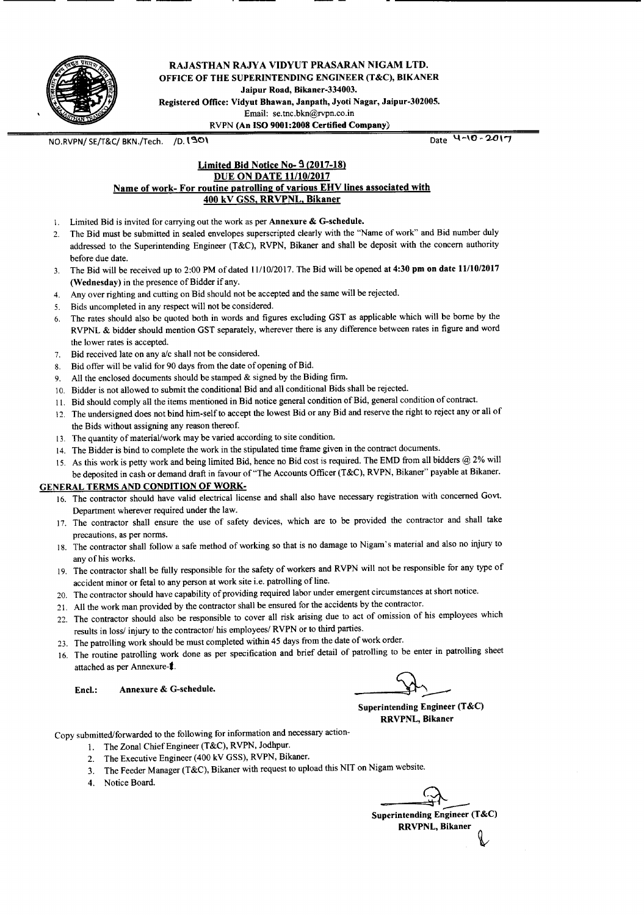# RAJASTHAN RAJYA VIDYUT PRASARAN NIGAM LTD.

**OFFICE OF THE SUPERINTENDING ENGINEER (T&C), BIKANER**

**Jaipur Road, Bikaner-334003.**

**Registered Office: Vidyut Bhawan, Janpath, Jyoti Nagar, Jaipur-302005.**

Email: se.tnc.bkn@rvpn.co.in

RVPN **(An ISO 9001:2008 Certified Company)**

NO.RVPN/ SE/T&C/ BKN./Tech. /D. 1301 Date 4-10-2017

## Limited Bid Notice No- 9 (2017-18)
## DUE ON DATE 11/10/2017
## Name of work- For routine patrolling of various EHV lines associated with 400 kV GSS, RRVPNL, Bikaner

1. Limited Bid is invited for carrying out the work as per **Annexure & G-schedule.**
2. The Bid must be submitted in sealed envelopes superscripted clearly with the "Name of work" and Bid number duly addressed to the Superintending Engineer (T&C), RVPN, Bikaner and shall be deposit with the concern authority before due date.
3. The Bid will be received up to 2:00 PM of dated 11/10/2017. The Bid will be opened **at 4:30 pm on date 11/10/2017 (Wednesday)** in the presence of Bidder if any.
4. Any over righting and cutting on Bid should not be accepted and the same will be rejected.
5. Bids uncompleted in any respect will not be considered.
6. The rates should also be quoted both in words and figures excluding GST as applicable which will be borne by the RVPNL & bidder should mention GST separately, wherever there is any difference between rates in figure and word the lower rates is accepted.
7. Bid received late on any a/c shall not be considered.
8. Bid offer will be valid for 90 days from the date of opening of Bid.
9. All the enclosed documents should be stamped & signed by the Biding firm.
10. Bidder is not allowed to submit the conditional Bid and all conditional Bids shall be rejected.
11. Bid should comply all the items mentioned in Bid notice general condition of Bid, general condition of contract.
12. The undersigned does not bind him-self to accept the lowest Bid or any Bid and reserve the right to reject any or all of the Bids without assigning any reason thereof.
13. The quantity of material/work may be varied according to site condition.
14. The Bidder is bind to complete the work in the stipulated time frame given in the contract documents.
15. As this work is petty work and being limited Bid, hence no Bid cost is required. The EMD from all bidders @ 2% will be deposited in cash or demand draft in favour of "The Accounts Officer (T&C), RVPN, Bikaner" payable at Bikaner.

### GENERAL TERMS AND CONDITION OF WORK-

16. The contractor should have valid electrical license and shall also have necessary registration with concerned Govt. Department wherever required under the law.
17. The contractor shall ensure the use of safety devices, which are to be provided the contractor and shall take precautions, as per norms.
18. The contractor shall follow a safe method of working so that is no damage to Nigam's material and also no injury to any of his works.
19. The contractor shall be fully responsible for the safety of workers and RVPN will not be responsible for any type of accident minor or fetal to any person at work site i.e. patrolling of line.
20. The contractor should have capability of providing required labor under emergent circumstances at short notice.
21. All the work man provided by the contractor shall be ensured for the accidents by the contractor.
22. The contractor should also be responsible to cover all risk arising due to act of omission of his employees which results in loss/ injury to the contractor/ his employees/ RVPN or to third parties.
23. The patrolling work should be must completed within 45 days from the date of work order.
16. The routine patrolling work done as per specification and brief detail of patrolling to be enter in patrolling sheet attached as per Annexure-1.

**Encl.: Annexure & G-schedule.**

**Superintending Engineer (T&C)**
**RRVPNL, Bikaner**

Copy submitted/forwarded to the following for information and necessary action-

1. The Zonal Chief Engineer (T&C), RVPN, Jodhpur.
2. The Executive Engineer (400 kV GSS), RVPN, Bikaner.
3. The Feeder Manager (T&C), Bikaner with request to upload this NIT on Nigam website.
4. Notice Board.

**Superintending Engineer (T&C)**
**RRVPNL, Bikaner**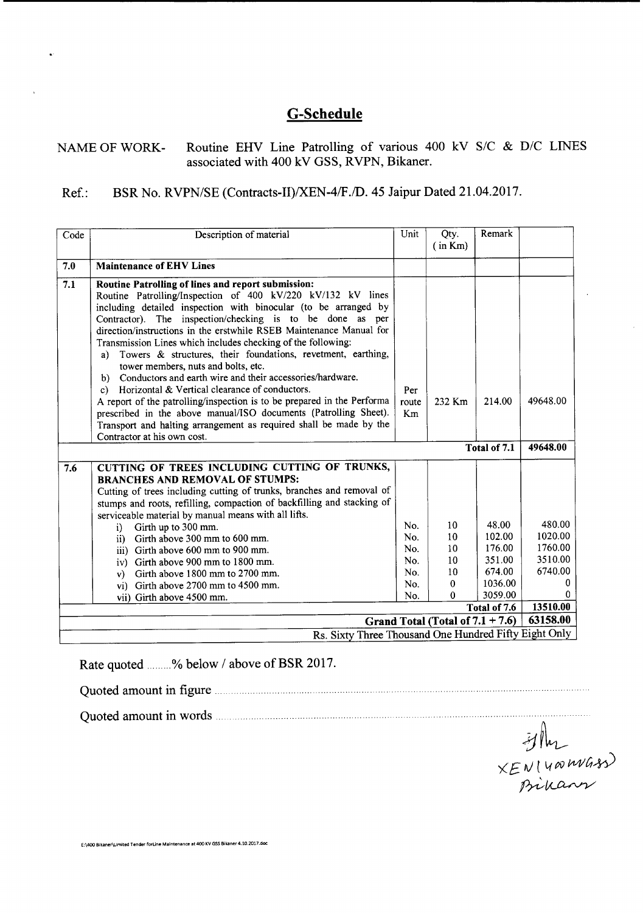# G-Schedule

NAME OF WORK- Routine EHV Line Patrolling of various 400 kV S/C & D/C LINES associated with 400 kV GSS, RVPN, Bikaner.

Ref.: BSR No. RVPN/SE (Contracts-II)/XEN-4/F./D. 45 Jaipur Dated 21.04.2017.

| Code | Description of material | Unit | Qty. (in Km) | Remark | |
|---|---|---|---|---|---|
| 7.0 | **Maintenance of EHV Lines** | | | | |
| 7.1 | **Routine Patrolling of lines and report submission:** Routine Patrolling/Inspection of 400 kV/220 kV/132 kV lines including detailed inspection with binocular (to be arranged by Contractor). The inspection/checking is to be done as per direction/instructions in the erstwhile RSEB Maintenance Manual for Transmission Lines which includes checking of the following: a) Towers & structures, their foundations, revetment, earthing, tower members, nuts and bolts, etc. b) Conductors and earth wire and their accessories/hardware. c) Horizontal & Vertical clearance of conductors. A report of the patrolling/inspection is to be prepared in the Performa prescribed in the above manual/ISO documents (Patrolling Sheet). Transport and halting arrangement as required shall be made by the Contractor at his own cost. | Per route Km | 232 Km | 214.00 | 49648.00 |
| | | | | **Total of 7.1** | **49648.00** |
| 7.6 | **CUTTING OF TREES INCLUDING CUTTING OF TRUNKS, BRANCHES AND REMOVAL OF STUMPS:** Cutting of trees including cutting of trunks, branches and removal of stumps and roots, refilling, compaction of backfilling and stacking of serviceable material by manual means with all lifts. | | | | |
| | i) Girth up to 300 mm. | No. | 10 | 48.00 | 480.00 |
| | ii) Girth above 300 mm to 600 mm. | No. | 10 | 102.00 | 1020.00 |
| | iii) Girth above 600 mm to 900 mm. | No. | 10 | 176.00 | 1760.00 |
| | iv) Girth above 900 mm to 1800 mm. | No. | 10 | 351.00 | 3510.00 |
| | v) Girth above 1800 mm to 2700 mm. | No. | 10 | 674.00 | 6740.00 |
| | vi) Girth above 2700 mm to 4500 mm. | No. | 0 | 1036.00 | 0 |
| | vii) Girth above 4500 mm. | No. | 0 | 3059.00 | 0 |
| | | | | **Total of 7.6** | **13510.00** |
| | | | | **Grand Total (Total of 7.1 + 7.6)** | **63158.00** |
| | Rs. Sixty Three Thousand One Hundred Fifty Eight Only | | | | |

Rate quoted .........% below / above of BSR 2017.

Quoted amount in figure ..........................................

Quoted amount in words ..........................................

XEN (400 kV GSS)
Bikaner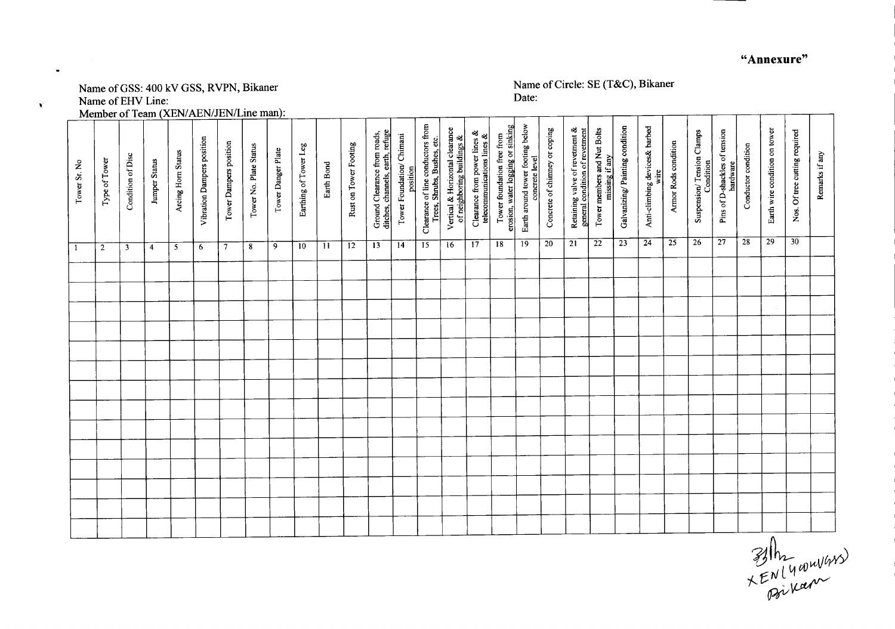**"Annexure"**

Name of GSS: 400 kV GSS, RVPN, Bikaner
Name of EHV Line:
Member of Team (XEN/AEN/JEN/Line man):

Name of Circle: SE (T&C), Bikaner
Date:

| Tower Sr. No | Type of Tower | Condition of Disc | Jumper Status | Arcing Horn Status | Vibration Dampers position | Tower Dampers position | Tower No. Plate Status | Tower Danger Plate | Earthing of Tower Leg | Earth Bond | Rust on Tower Footing | Ground Clearance from roads, ditches, channels, earth, refuge | Tower Foundation/ Chimani position | Clearance of line conductors from Trees, Shrubs, Bushes, etc. | Vertical & Horizontal clearance of neighboring buildings & | Clearance from power lines & telecommunications lines & | Tower foundation free from erosion, water logging or sinking | Earth around tower footing below concrete level | Concrete of chimney or coping | Retaining valve of revetment & general condition of revetment | Tower members and Nut Bolts missing if any | Galvanizing/ Painting condition | Anti-climbing devices& barbed wire | Armor Rods condition | Suspension/ Tension Clamps Condition | Pins of D-shackles of tension hardware | Conductor condition | Earth wire condition on tower | Nos. Of tree cutting required | Remarks if any |
|---|---|---|---|---|---|---|---|---|---|---|---|---|---|---|---|---|---|---|---|---|---|---|---|---|---|---|---|---|---|---|
| 1 | 2 | 3 | 4 | 5 | 6 | 7 | 8 | 9 | 10 | 11 | 12 | 13 | 14 | 15 | 16 | 17 | 18 | 19 | 20 | 21 | 22 | 23 | 24 | 25 | 26 | 27 | 28 | 29 | 30 | |
| | | | | | | | | | | | | | | | | | | | | | | | | | | | | | | |
| | | | | | | | | | | | | | | | | | | | | | | | | | | | | | | |
| | | | | | | | | | | | | | | | | | | | | | | | | | | | | | | |
| | | | | | | | | | | | | | | | | | | | | | | | | | | | | | | |
| | | | | | | | | | | | | | | | | | | | | | | | | | | | | | | |
| | | | | | | | | | | | | | | | | | | | | | | | | | | | | | | |
| | | | | | | | | | | | | | | | | | | | | | | | | | | | | | | |
| | | | | | | | | | | | | | | | | | | | | | | | | | | | | | | |
| | | | | | | | | | | | | | | | | | | | | | | | | | | | | | | |
| | | | | | | | | | | | | | | | | | | | | | | | | | | | | | | |
| | | | | | | | | | | | | | | | | | | | | | | | | | | | | | | |
| | | | | | | | | | | | | | | | | | | | | | | | | | | | | | | |
| | | | | | | | | | | | | | | | | | | | | | | | | | | | | | | |
| | | | | | | | | | | | | | | | | | | | | | | | | | | | | | | |

XEN (400kV GSS)
Bikaner